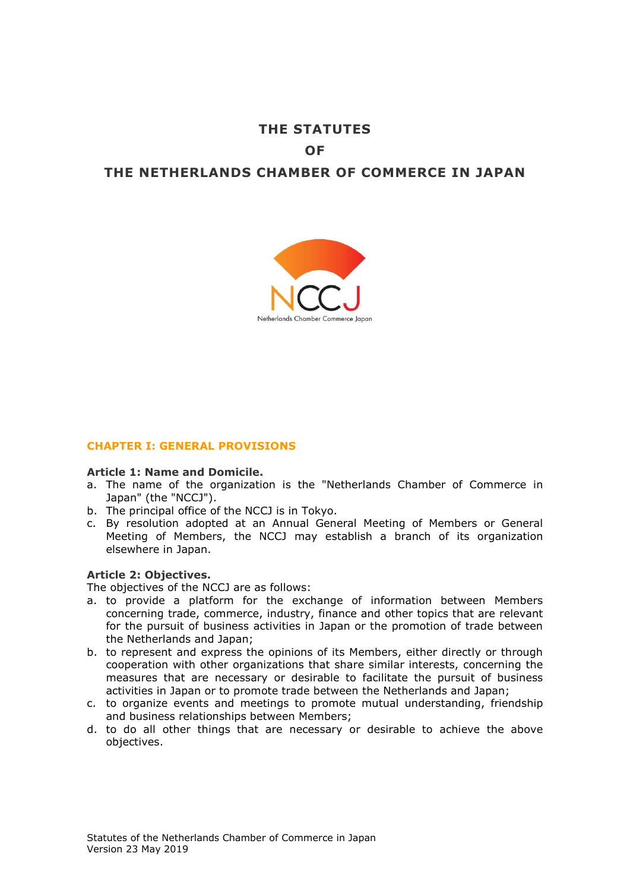# THE STATUTES
# OF
# THE NETHERLANDS CHAMBER OF COMMERCE IN JAPAN

## CHAPTER I: GENERAL PROVISIONS

**Article 1: Name and Domicile.**

a. The name of the organization is the "Netherlands Chamber of Commerce in Japan" (the "NCCJ").
b. The principal office of the NCCJ is in Tokyo.
c. By resolution adopted at an Annual General Meeting of Members or General Meeting of Members, the NCCJ may establish a branch of its organization elsewhere in Japan.

**Article 2: Objectives.**

The objectives of the NCCJ are as follows:

a. to provide a platform for the exchange of information between Members concerning trade, commerce, industry, finance and other topics that are relevant for the pursuit of business activities in Japan or the promotion of trade between the Netherlands and Japan;
b. to represent and express the opinions of its Members, either directly or through cooperation with other organizations that share similar interests, concerning the measures that are necessary or desirable to facilitate the pursuit of business activities in Japan or to promote trade between the Netherlands and Japan;
c. to organize events and meetings to promote mutual understanding, friendship and business relationships between Members;
d. to do all other things that are necessary or desirable to achieve the above objectives.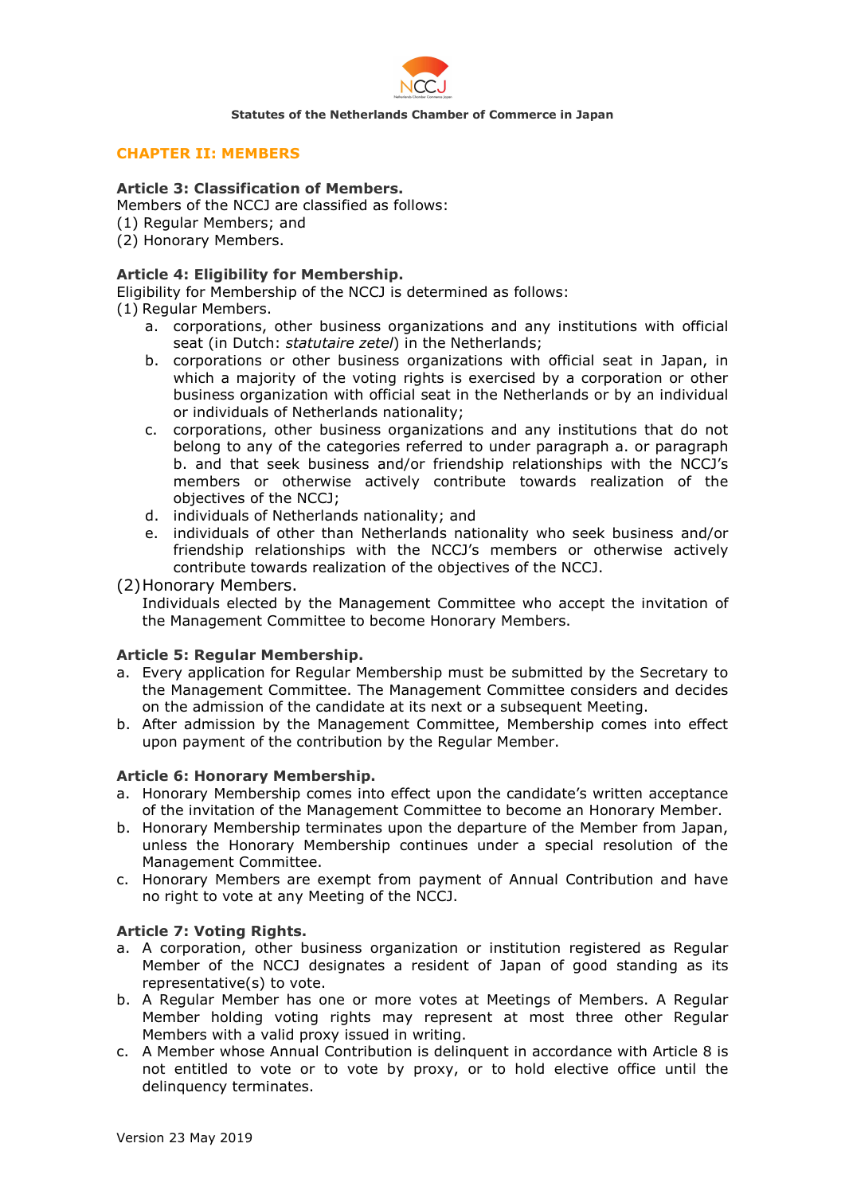## CHAPTER II: MEMBERS

**Article 3: Classification of Members.**
Members of the NCCJ are classified as follows:
(1) Regular Members; and
(2) Honorary Members.

**Article 4: Eligibility for Membership.**
Eligibility for Membership of the NCCJ is determined as follows:
(1) Regular Members.

a. corporations, other business organizations and any institutions with official seat (in Dutch: *statutaire zetel*) in the Netherlands;
b. corporations or other business organizations with official seat in Japan, in which a majority of the voting rights is exercised by a corporation or other business organization with official seat in the Netherlands or by an individual or individuals of Netherlands nationality;
c. corporations, other business organizations and any institutions that do not belong to any of the categories referred to under paragraph a. or paragraph b. and that seek business and/or friendship relationships with the NCCJ's members or otherwise actively contribute towards realization of the objectives of the NCCJ;
d. individuals of Netherlands nationality; and
e. individuals of other than Netherlands nationality who seek business and/or friendship relationships with the NCCJ's members or otherwise actively contribute towards realization of the objectives of the NCCJ.

(2) Honorary Members.
Individuals elected by the Management Committee who accept the invitation of the Management Committee to become Honorary Members.

**Article 5: Regular Membership.**

a. Every application for Regular Membership must be submitted by the Secretary to the Management Committee. The Management Committee considers and decides on the admission of the candidate at its next or a subsequent Meeting.
b. After admission by the Management Committee, Membership comes into effect upon payment of the contribution by the Regular Member.

**Article 6: Honorary Membership.**

a. Honorary Membership comes into effect upon the candidate's written acceptance of the invitation of the Management Committee to become an Honorary Member.
b. Honorary Membership terminates upon the departure of the Member from Japan, unless the Honorary Membership continues under a special resolution of the Management Committee.
c. Honorary Members are exempt from payment of Annual Contribution and have no right to vote at any Meeting of the NCCJ.

**Article 7: Voting Rights.**

a. A corporation, other business organization or institution registered as Regular Member of the NCCJ designates a resident of Japan of good standing as its representative(s) to vote.
b. A Regular Member has one or more votes at Meetings of Members. A Regular Member holding voting rights may represent at most three other Regular Members with a valid proxy issued in writing.
c. A Member whose Annual Contribution is delinquent in accordance with Article 8 is not entitled to vote or to vote by proxy, or to hold elective office until the delinquency terminates.

Version 23 May 2019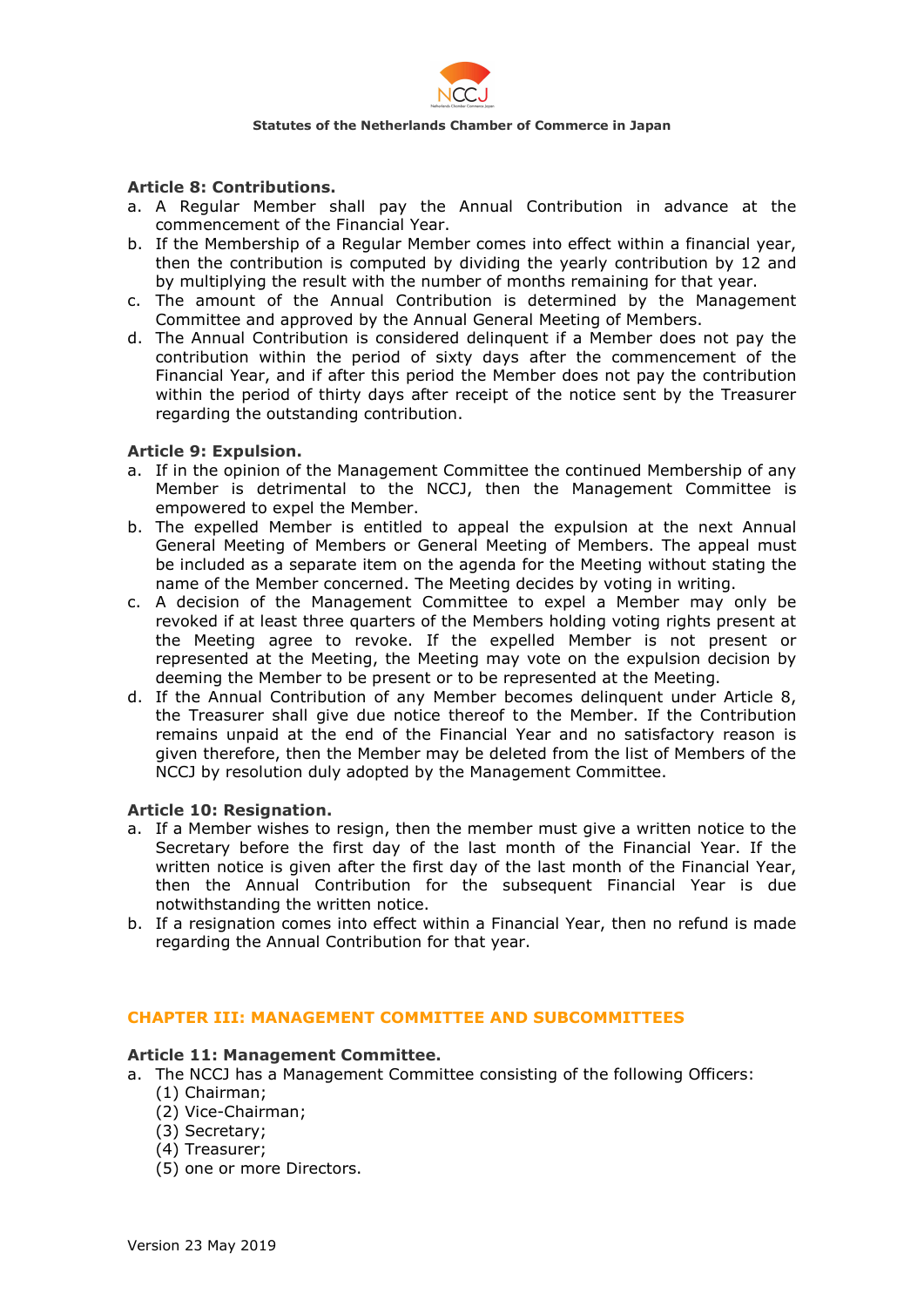**Article 8: Contributions.**

a. A Regular Member shall pay the Annual Contribution in advance at the commencement of the Financial Year.
b. If the Membership of a Regular Member comes into effect within a financial year, then the contribution is computed by dividing the yearly contribution by 12 and by multiplying the result with the number of months remaining for that year.
c. The amount of the Annual Contribution is determined by the Management Committee and approved by the Annual General Meeting of Members.
d. The Annual Contribution is considered delinquent if a Member does not pay the contribution within the period of sixty days after the commencement of the Financial Year, and if after this period the Member does not pay the contribution within the period of thirty days after receipt of the notice sent by the Treasurer regarding the outstanding contribution.

**Article 9: Expulsion.**

a. If in the opinion of the Management Committee the continued Membership of any Member is detrimental to the NCCJ, then the Management Committee is empowered to expel the Member.
b. The expelled Member is entitled to appeal the expulsion at the next Annual General Meeting of Members or General Meeting of Members. The appeal must be included as a separate item on the agenda for the Meeting without stating the name of the Member concerned. The Meeting decides by voting in writing.
c. A decision of the Management Committee to expel a Member may only be revoked if at least three quarters of the Members holding voting rights present at the Meeting agree to revoke. If the expelled Member is not present or represented at the Meeting, the Meeting may vote on the expulsion decision by deeming the Member to be present or to be represented at the Meeting.
d. If the Annual Contribution of any Member becomes delinquent under Article 8, the Treasurer shall give due notice thereof to the Member. If the Contribution remains unpaid at the end of the Financial Year and no satisfactory reason is given therefore, then the Member may be deleted from the list of Members of the NCCJ by resolution duly adopted by the Management Committee.

**Article 10: Resignation.**

a. If a Member wishes to resign, then the member must give a written notice to the Secretary before the first day of the last month of the Financial Year. If the written notice is given after the first day of the last month of the Financial Year, then the Annual Contribution for the subsequent Financial Year is due notwithstanding the written notice.
b. If a resignation comes into effect within a Financial Year, then no refund is made regarding the Annual Contribution for that year.

## CHAPTER III: MANAGEMENT COMMITTEE AND SUBCOMMITTEES

**Article 11: Management Committee.**

a. The NCCJ has a Management Committee consisting of the following Officers:
   (1) Chairman;
   (2) Vice-Chairman;
   (3) Secretary;
   (4) Treasurer;
   (5) one or more Directors.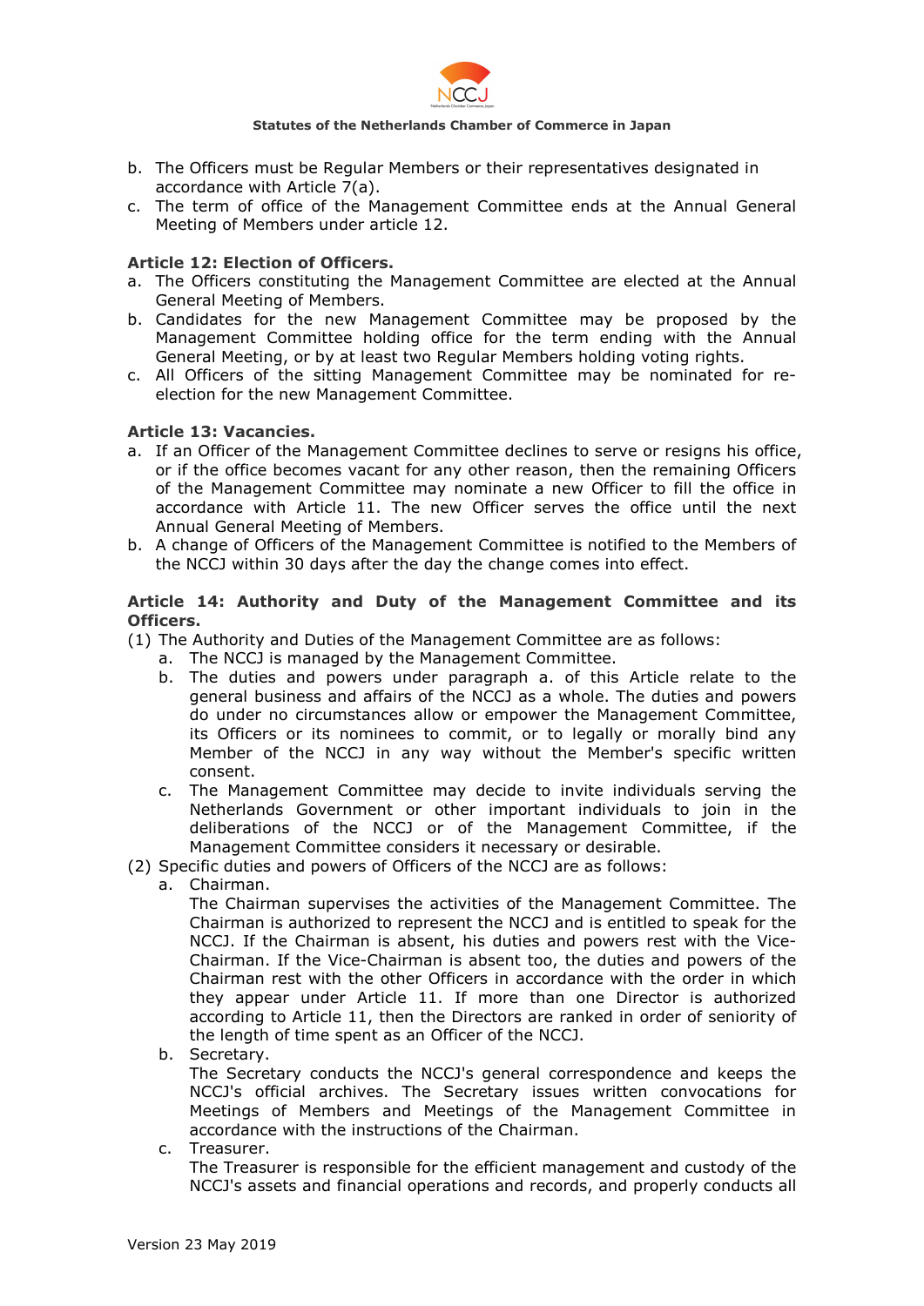b. The Officers must be Regular Members or their representatives designated in accordance with Article 7(a).
c. The term of office of the Management Committee ends at the Annual General Meeting of Members under article 12.

**Article 12: Election of Officers.**

a. The Officers constituting the Management Committee are elected at the Annual General Meeting of Members.
b. Candidates for the new Management Committee may be proposed by the Management Committee holding office for the term ending with the Annual General Meeting, or by at least two Regular Members holding voting rights.
c. All Officers of the sitting Management Committee may be nominated for re-election for the new Management Committee.

**Article 13: Vacancies.**

a. If an Officer of the Management Committee declines to serve or resigns his office, or if the office becomes vacant for any other reason, then the remaining Officers of the Management Committee may nominate a new Officer to fill the office in accordance with Article 11. The new Officer serves the office until the next Annual General Meeting of Members.
b. A change of Officers of the Management Committee is notified to the Members of the NCCJ within 30 days after the day the change comes into effect.

**Article 14: Authority and Duty of the Management Committee and its Officers.**

(1) The Authority and Duties of the Management Committee are as follows:
   a. The NCCJ is managed by the Management Committee.
   b. The duties and powers under paragraph a. of this Article relate to the general business and affairs of the NCCJ as a whole. The duties and powers do under no circumstances allow or empower the Management Committee, its Officers or its nominees to commit, or to legally or morally bind any Member of the NCCJ in any way without the Member's specific written consent.
   c. The Management Committee may decide to invite individuals serving the Netherlands Government or other important individuals to join in the deliberations of the NCCJ or of the Management Committee, if the Management Committee considers it necessary or desirable.

(2) Specific duties and powers of Officers of the NCCJ are as follows:
   a. Chairman.
      The Chairman supervises the activities of the Management Committee. The Chairman is authorized to represent the NCCJ and is entitled to speak for the NCCJ. If the Chairman is absent, his duties and powers rest with the Vice-Chairman. If the Vice-Chairman is absent too, the duties and powers of the Chairman rest with the other Officers in accordance with the order in which they appear under Article 11. If more than one Director is authorized according to Article 11, then the Directors are ranked in order of seniority of the length of time spent as an Officer of the NCCJ.
   b. Secretary.
      The Secretary conducts the NCCJ's general correspondence and keeps the NCCJ's official archives. The Secretary issues written convocations for Meetings of Members and Meetings of the Management Committee in accordance with the instructions of the Chairman.
   c. Treasurer.
      The Treasurer is responsible for the efficient management and custody of the NCCJ's assets and financial operations and records, and properly conducts all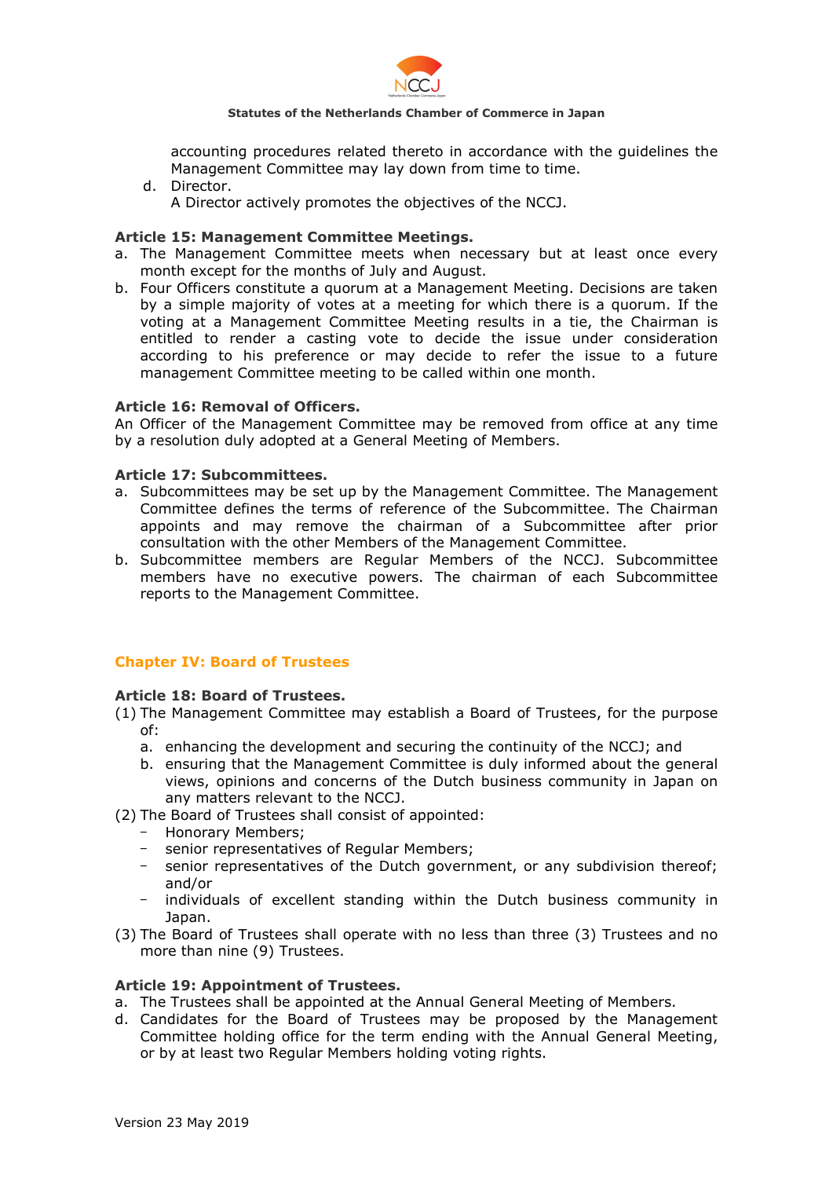accounting procedures related thereto in accordance with the guidelines the Management Committee may lay down from time to time.

d. Director.
   A Director actively promotes the objectives of the NCCJ.

**Article 15: Management Committee Meetings.**

a. The Management Committee meets when necessary but at least once every month except for the months of July and August.
b. Four Officers constitute a quorum at a Management Meeting. Decisions are taken by a simple majority of votes at a meeting for which there is a quorum. If the voting at a Management Committee Meeting results in a tie, the Chairman is entitled to render a casting vote to decide the issue under consideration according to his preference or may decide to refer the issue to a future management Committee meeting to be called within one month.

**Article 16: Removal of Officers.**

An Officer of the Management Committee may be removed from office at any time by a resolution duly adopted at a General Meeting of Members.

**Article 17: Subcommittees.**

a. Subcommittees may be set up by the Management Committee. The Management Committee defines the terms of reference of the Subcommittee. The Chairman appoints and may remove the chairman of a Subcommittee after prior consultation with the other Members of the Management Committee.
b. Subcommittee members are Regular Members of the NCCJ. Subcommittee members have no executive powers. The chairman of each Subcommittee reports to the Management Committee.

## Chapter IV: Board of Trustees

**Article 18: Board of Trustees.**

(1) The Management Committee may establish a Board of Trustees, for the purpose of:
   a. enhancing the development and securing the continuity of the NCCJ; and
   b. ensuring that the Management Committee is duly informed about the general views, opinions and concerns of the Dutch business community in Japan on any matters relevant to the NCCJ.

(2) The Board of Trustees shall consist of appointed:
   - Honorary Members;
   - senior representatives of Regular Members;
   - senior representatives of the Dutch government, or any subdivision thereof; and/or
   - individuals of excellent standing within the Dutch business community in Japan.

(3) The Board of Trustees shall operate with no less than three (3) Trustees and no more than nine (9) Trustees.

**Article 19: Appointment of Trustees.**

a. The Trustees shall be appointed at the Annual General Meeting of Members.
d. Candidates for the Board of Trustees may be proposed by the Management Committee holding office for the term ending with the Annual General Meeting, or by at least two Regular Members holding voting rights.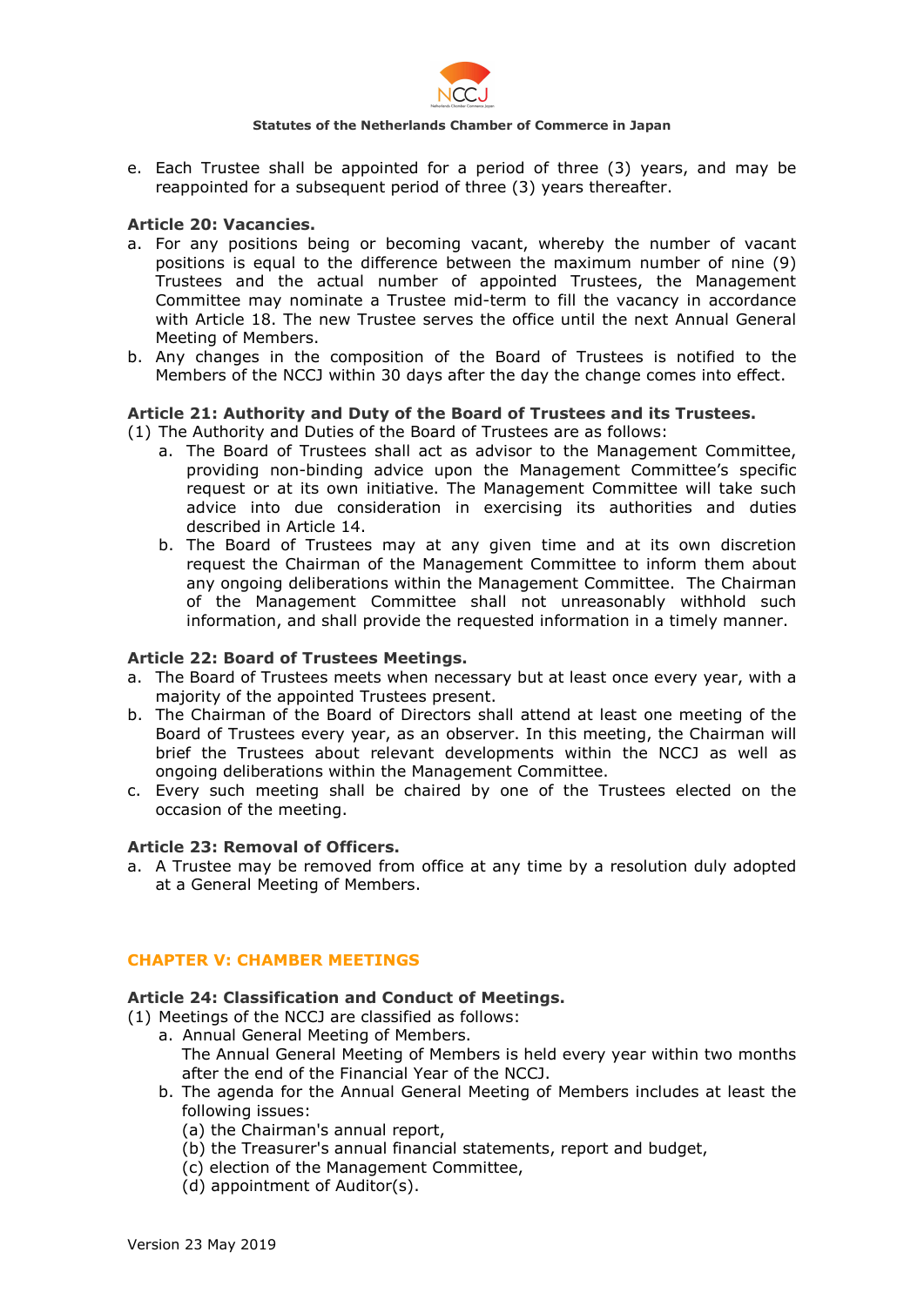e. Each Trustee shall be appointed for a period of three (3) years, and may be reappointed for a subsequent period of three (3) years thereafter.

**Article 20: Vacancies.**

a. For any positions being or becoming vacant, whereby the number of vacant positions is equal to the difference between the maximum number of nine (9) Trustees and the actual number of appointed Trustees, the Management Committee may nominate a Trustee mid-term to fill the vacancy in accordance with Article 18. The new Trustee serves the office until the next Annual General Meeting of Members.
b. Any changes in the composition of the Board of Trustees is notified to the Members of the NCCJ within 30 days after the day the change comes into effect.

**Article 21: Authority and Duty of the Board of Trustees and its Trustees.**

(1) The Authority and Duties of the Board of Trustees are as follows:
   a. The Board of Trustees shall act as advisor to the Management Committee, providing non-binding advice upon the Management Committee's specific request or at its own initiative. The Management Committee will take such advice into due consideration in exercising its authorities and duties described in Article 14.
   b. The Board of Trustees may at any given time and at its own discretion request the Chairman of the Management Committee to inform them about any ongoing deliberations within the Management Committee. The Chairman of the Management Committee shall not unreasonably withhold such information, and shall provide the requested information in a timely manner.

**Article 22: Board of Trustees Meetings.**

a. The Board of Trustees meets when necessary but at least once every year, with a majority of the appointed Trustees present.
b. The Chairman of the Board of Directors shall attend at least one meeting of the Board of Trustees every year, as an observer. In this meeting, the Chairman will brief the Trustees about relevant developments within the NCCJ as well as ongoing deliberations within the Management Committee.
c. Every such meeting shall be chaired by one of the Trustees elected on the occasion of the meeting.

**Article 23: Removal of Officers.**

a. A Trustee may be removed from office at any time by a resolution duly adopted at a General Meeting of Members.

## CHAPTER V: CHAMBER MEETINGS

**Article 24: Classification and Conduct of Meetings.**

(1) Meetings of the NCCJ are classified as follows:
   a. Annual General Meeting of Members.
      The Annual General Meeting of Members is held every year within two months after the end of the Financial Year of the NCCJ.
   b. The agenda for the Annual General Meeting of Members includes at least the following issues:
      (a) the Chairman's annual report,
      (b) the Treasurer's annual financial statements, report and budget,
      (c) election of the Management Committee,
      (d) appointment of Auditor(s).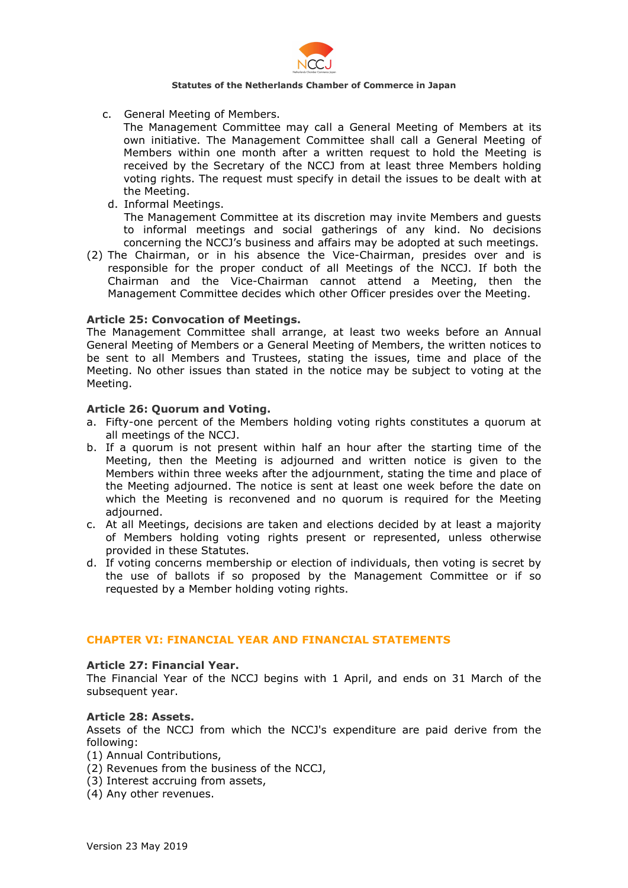c. General Meeting of Members.
   The Management Committee may call a General Meeting of Members at its own initiative. The Management Committee shall call a General Meeting of Members within one month after a written request to hold the Meeting is received by the Secretary of the NCCJ from at least three Members holding voting rights. The request must specify in detail the issues to be dealt with at the Meeting.

d. Informal Meetings.
   The Management Committee at its discretion may invite Members and guests to informal meetings and social gatherings of any kind. No decisions concerning the NCCJ's business and affairs may be adopted at such meetings.

(2) The Chairman, or in his absence the Vice-Chairman, presides over and is responsible for the proper conduct of all Meetings of the NCCJ. If both the Chairman and the Vice-Chairman cannot attend a Meeting, then the Management Committee decides which other Officer presides over the Meeting.

**Article 25: Convocation of Meetings.**
The Management Committee shall arrange, at least two weeks before an Annual General Meeting of Members or a General Meeting of Members, the written notices to be sent to all Members and Trustees, stating the issues, time and place of the Meeting. No other issues than stated in the notice may be subject to voting at the Meeting.

**Article 26: Quorum and Voting.**

a. Fifty-one percent of the Members holding voting rights constitutes a quorum at all meetings of the NCCJ.
b. If a quorum is not present within half an hour after the starting time of the Meeting, then the Meeting is adjourned and written notice is given to the Members within three weeks after the adjournment, stating the time and place of the Meeting adjourned. The notice is sent at least one week before the date on which the Meeting is reconvened and no quorum is required for the Meeting adjourned.
c. At all Meetings, decisions are taken and elections decided by at least a majority of Members holding voting rights present or represented, unless otherwise provided in these Statutes.
d. If voting concerns membership or election of individuals, then voting is secret by the use of ballots if so proposed by the Management Committee or if so requested by a Member holding voting rights.

## CHAPTER VI: FINANCIAL YEAR AND FINANCIAL STATEMENTS

**Article 27: Financial Year.**
The Financial Year of the NCCJ begins with 1 April, and ends on 31 March of the subsequent year.

**Article 28: Assets.**
Assets of the NCCJ from which the NCCJ's expenditure are paid derive from the following:

(1) Annual Contributions,
(2) Revenues from the business of the NCCJ,
(3) Interest accruing from assets,
(4) Any other revenues.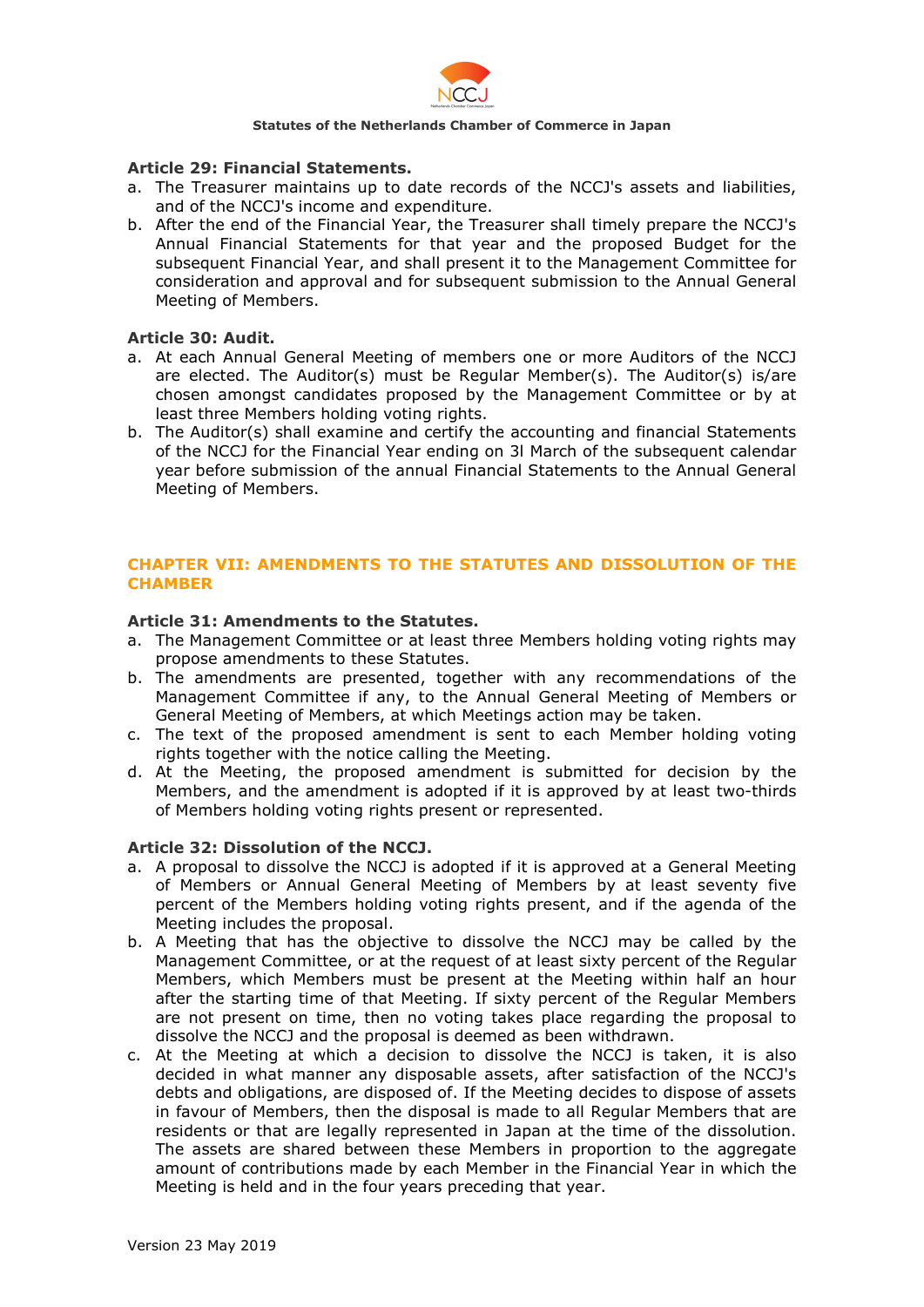**Article 29: Financial Statements.**

a. The Treasurer maintains up to date records of the NCCJ's assets and liabilities, and of the NCCJ's income and expenditure.
b. After the end of the Financial Year, the Treasurer shall timely prepare the NCCJ's Annual Financial Statements for that year and the proposed Budget for the subsequent Financial Year, and shall present it to the Management Committee for consideration and approval and for subsequent submission to the Annual General Meeting of Members.

**Article 30: Audit.**

a. At each Annual General Meeting of members one or more Auditors of the NCCJ are elected. The Auditor(s) must be Regular Member(s). The Auditor(s) is/are chosen amongst candidates proposed by the Management Committee or by at least three Members holding voting rights.
b. The Auditor(s) shall examine and certify the accounting and financial Statements of the NCCJ for the Financial Year ending on 3l March of the subsequent calendar year before submission of the annual Financial Statements to the Annual General Meeting of Members.

## CHAPTER VII: AMENDMENTS TO THE STATUTES AND DISSOLUTION OF THE CHAMBER

**Article 31: Amendments to the Statutes.**

a. The Management Committee or at least three Members holding voting rights may propose amendments to these Statutes.
b. The amendments are presented, together with any recommendations of the Management Committee if any, to the Annual General Meeting of Members or General Meeting of Members, at which Meetings action may be taken.
c. The text of the proposed amendment is sent to each Member holding voting rights together with the notice calling the Meeting.
d. At the Meeting, the proposed amendment is submitted for decision by the Members, and the amendment is adopted if it is approved by at least two-thirds of Members holding voting rights present or represented.

**Article 32: Dissolution of the NCCJ.**

a. A proposal to dissolve the NCCJ is adopted if it is approved at a General Meeting of Members or Annual General Meeting of Members by at least seventy five percent of the Members holding voting rights present, and if the agenda of the Meeting includes the proposal.
b. A Meeting that has the objective to dissolve the NCCJ may be called by the Management Committee, or at the request of at least sixty percent of the Regular Members, which Members must be present at the Meeting within half an hour after the starting time of that Meeting. If sixty percent of the Regular Members are not present on time, then no voting takes place regarding the proposal to dissolve the NCCJ and the proposal is deemed as been withdrawn.
c. At the Meeting at which a decision to dissolve the NCCJ is taken, it is also decided in what manner any disposable assets, after satisfaction of the NCCJ's debts and obligations, are disposed of. If the Meeting decides to dispose of assets in favour of Members, then the disposal is made to all Regular Members that are residents or that are legally represented in Japan at the time of the dissolution. The assets are shared between these Members in proportion to the aggregate amount of contributions made by each Member in the Financial Year in which the Meeting is held and in the four years preceding that year.

Version 23 May 2019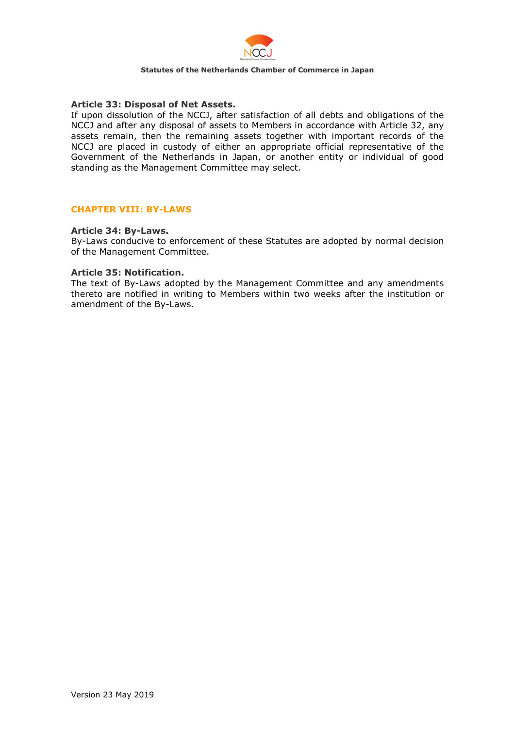**Article 33: Disposal of Net Assets.**
If upon dissolution of the NCCJ, after satisfaction of all debts and obligations of the NCCJ and after any disposal of assets to Members in accordance with Article 32, any assets remain, then the remaining assets together with important records of the NCCJ are placed in custody of either an appropriate official representative of the Government of the Netherlands in Japan, or another entity or individual of good standing as the Management Committee may select.

## CHAPTER VIII: BY-LAWS

**Article 34: By-Laws.**
By-Laws conducive to enforcement of these Statutes are adopted by normal decision of the Management Committee.

**Article 35: Notification.**
The text of By-Laws adopted by the Management Committee and any amendments thereto are notified in writing to Members within two weeks after the institution or amendment of the By-Laws.